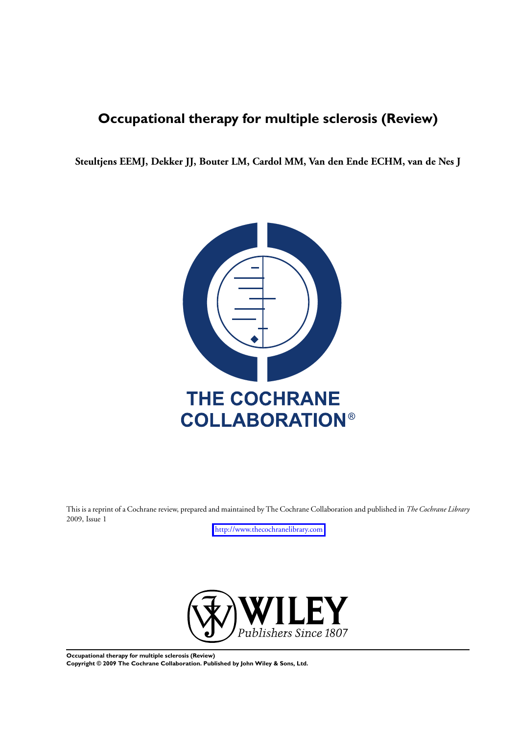# Occupational therapy for multiple sclerosis (Review)

**Steultjens EEMJ, Dekker JJ, Bouter LM, Cardol MM, Van den Ende ECHM, van de Nes J**

THE COCHRANE COLLABORATION®

This is a reprint of a Cochrane review, prepared and maintained by The Cochrane Collaboration and published in *The Cochrane Library* 2009, Issue 1

http://www.thecochranelibrary.com

WILEY
*Publishers Since 1807*

**Occupational therapy for multiple sclerosis (Review)**
**Copyright © 2009 The Cochrane Collaboration. Published by John Wiley & Sons, Ltd.**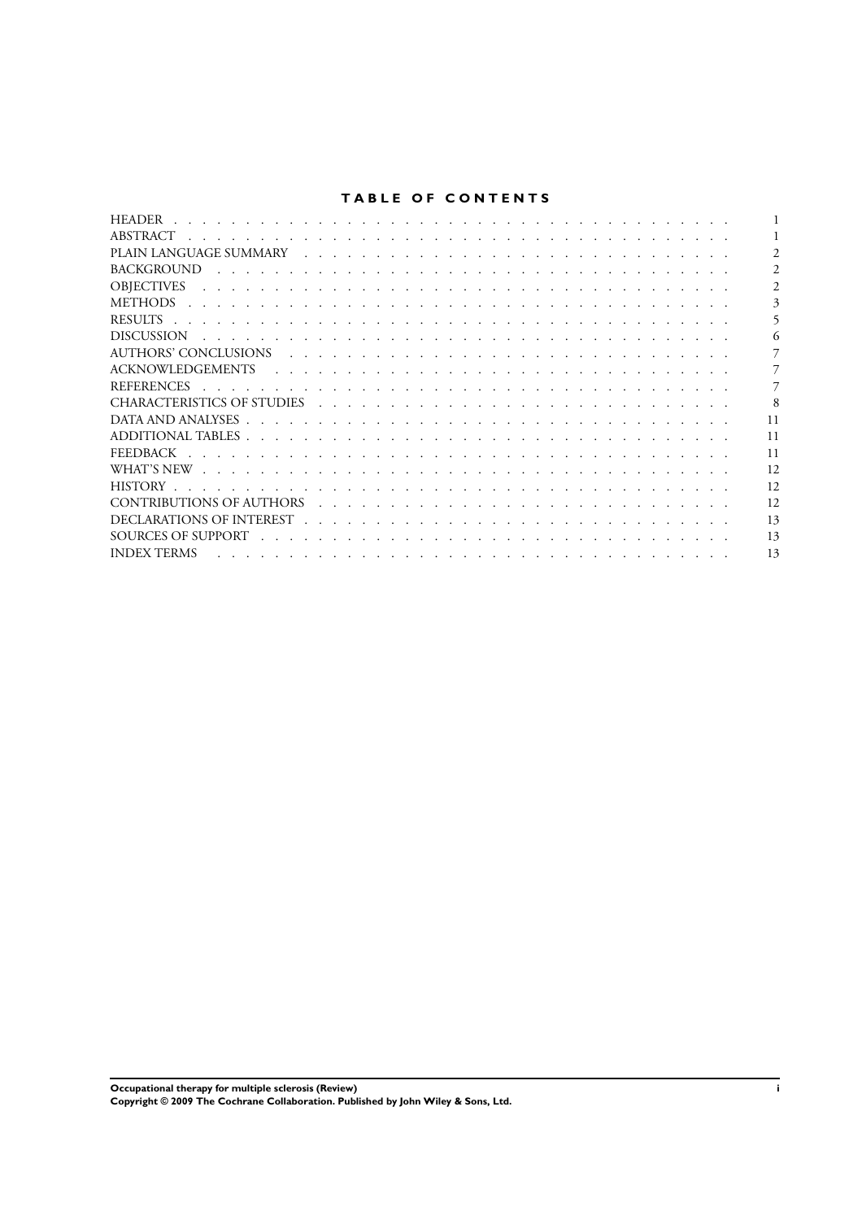# TABLE OF CONTENTS

| | |
|---|---|
| HEADER | 1 |
| ABSTRACT | 1 |
| PLAIN LANGUAGE SUMMARY | 2 |
| BACKGROUND | 2 |
| OBJECTIVES | 2 |
| METHODS | 3 |
| RESULTS | 5 |
| DISCUSSION | 6 |
| AUTHORS' CONCLUSIONS | 7 |
| ACKNOWLEDGEMENTS | 7 |
| REFERENCES | 7 |
| CHARACTERISTICS OF STUDIES | 8 |
| DATA AND ANALYSES | 11 |
| ADDITIONAL TABLES | 11 |
| FEEDBACK | 11 |
| WHAT'S NEW | 12 |
| HISTORY | 12 |
| CONTRIBUTIONS OF AUTHORS | 12 |
| DECLARATIONS OF INTEREST | 13 |
| SOURCES OF SUPPORT | 13 |
| INDEX TERMS | 13 |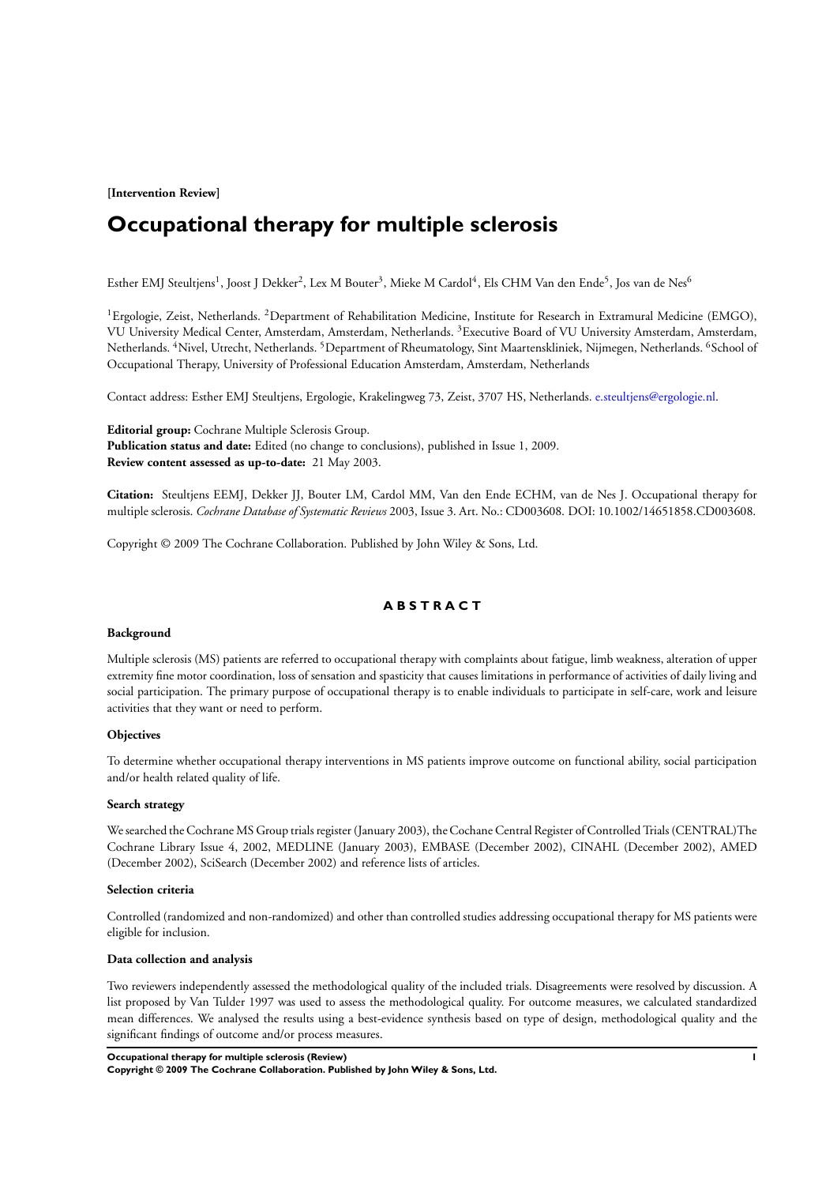**[Intervention Review]**

# Occupational therapy for multiple sclerosis

Esther EMJ Steultjens[1], Joost J Dekker[2], Lex M Bouter[3], Mieke M Cardol[4], Els CHM Van den Ende[5], Jos van de Nes[6]

[1]Ergologie, Zeist, Netherlands. [2]Department of Rehabilitation Medicine, Institute for Research in Extramural Medicine (EMGO), VU University Medical Center, Amsterdam, Amsterdam, Netherlands. [3]Executive Board of VU University Amsterdam, Amsterdam, Netherlands. [4]Nivel, Utrecht, Netherlands. [5]Department of Rheumatology, Sint Maartenskliniek, Nijmegen, Netherlands. [6]School of Occupational Therapy, University of Professional Education Amsterdam, Amsterdam, Netherlands

Contact address: Esther EMJ Steultjens, Ergologie, Krakelingweg 73, Zeist, 3707 HS, Netherlands. e.steultjens@ergologie.nl.

**Editorial group:** Cochrane Multiple Sclerosis Group.
**Publication status and date:** Edited (no change to conclusions), published in Issue 1, 2009.
**Review content assessed as up-to-date:** 21 May 2003.

**Citation:** Steultjens EEMJ, Dekker JJ, Bouter LM, Cardol MM, Van den Ende ECHM, van de Nes J. Occupational therapy for multiple sclerosis. *Cochrane Database of Systematic Reviews* 2003, Issue 3. Art. No.: CD003608. DOI: 10.1002/14651858.CD003608.

Copyright © 2009 The Cochrane Collaboration. Published by John Wiley & Sons, Ltd.

## ABSTRACT

### Background

Multiple sclerosis (MS) patients are referred to occupational therapy with complaints about fatigue, limb weakness, alteration of upper extremity fine motor coordination, loss of sensation and spasticity that causes limitations in performance of activities of daily living and social participation. The primary purpose of occupational therapy is to enable individuals to participate in self-care, work and leisure activities that they want or need to perform.

### Objectives

To determine whether occupational therapy interventions in MS patients improve outcome on functional ability, social participation and/or health related quality of life.

### Search strategy

We searched the Cochrane MS Group trials register (January 2003), the Cochane Central Register of Controlled Trials (CENTRAL)The Cochrane Library Issue 4, 2002, MEDLINE (January 2003), EMBASE (December 2002), CINAHL (December 2002), AMED (December 2002), SciSearch (December 2002) and reference lists of articles.

### Selection criteria

Controlled (randomized and non-randomized) and other than controlled studies addressing occupational therapy for MS patients were eligible for inclusion.

### Data collection and analysis

Two reviewers independently assessed the methodological quality of the included trials. Disagreements were resolved by discussion. A list proposed by Van Tulder 1997 was used to assess the methodological quality. For outcome measures, we calculated standardized mean differences. We analysed the results using a best-evidence synthesis based on type of design, methodological quality and the significant findings of outcome and/or process measures.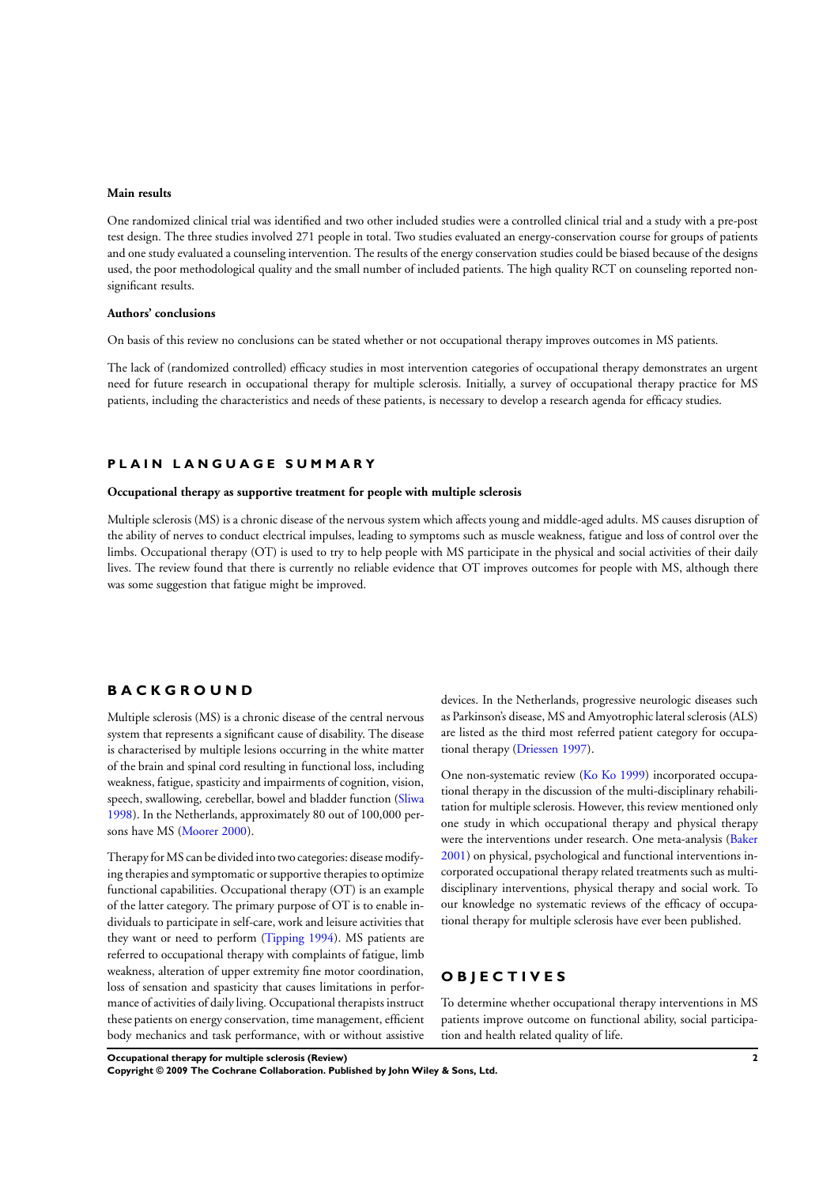**Main results**

One randomized clinical trial was identified and two other included studies were a controlled clinical trial and a study with a pre-post test design. The three studies involved 271 people in total. Two studies evaluated an energy-conservation course for groups of patients and one study evaluated a counseling intervention. The results of the energy conservation studies could be biased because of the designs used, the poor methodological quality and the small number of included patients. The high quality RCT on counseling reported non-significant results.

**Authors' conclusions**

On basis of this review no conclusions can be stated whether or not occupational therapy improves outcomes in MS patients.

The lack of (randomized controlled) efficacy studies in most intervention categories of occupational therapy demonstrates an urgent need for future research in occupational therapy for multiple sclerosis. Initially, a survey of occupational therapy practice for MS patients, including the characteristics and needs of these patients, is necessary to develop a research agenda for efficacy studies.

## PLAIN LANGUAGE SUMMARY

**Occupational therapy as supportive treatment for people with multiple sclerosis**

Multiple sclerosis (MS) is a chronic disease of the nervous system which affects young and middle-aged adults. MS causes disruption of the ability of nerves to conduct electrical impulses, leading to symptoms such as muscle weakness, fatigue and loss of control over the limbs. Occupational therapy (OT) is used to try to help people with MS participate in the physical and social activities of their daily lives. The review found that there is currently no reliable evidence that OT improves outcomes for people with MS, although there was some suggestion that fatigue might be improved.

# BACKGROUND

Multiple sclerosis (MS) is a chronic disease of the central nervous system that represents a significant cause of disability. The disease is characterised by multiple lesions occurring in the white matter of the brain and spinal cord resulting in functional loss, including weakness, fatigue, spasticity and impairments of cognition, vision, speech, swallowing, cerebellar, bowel and bladder function (Sliwa 1998). In the Netherlands, approximately 80 out of 100,000 persons have MS (Moorer 2000).

Therapy for MS can be divided into two categories: disease modifying therapies and symptomatic or supportive therapies to optimize functional capabilities. Occupational therapy (OT) is an example of the latter category. The primary purpose of OT is to enable individuals to participate in self-care, work and leisure activities that they want or need to perform (Tipping 1994). MS patients are referred to occupational therapy with complaints of fatigue, limb weakness, alteration of upper extremity fine motor coordination, loss of sensation and spasticity that causes limitations in performance of activities of daily living. Occupational therapists instruct these patients on energy conservation, time management, efficient body mechanics and task performance, with or without assistive devices. In the Netherlands, progressive neurologic diseases such as Parkinson's disease, MS and Amyotrophic lateral sclerosis (ALS) are listed as the third most referred patient category for occupational therapy (Driessen 1997).

One non-systematic review (Ko Ko 1999) incorporated occupational therapy in the discussion of the multi-disciplinary rehabilitation for multiple sclerosis. However, this review mentioned only one study in which occupational therapy and physical therapy were the interventions under research. One meta-analysis (Baker 2001) on physical, psychological and functional interventions incorporated occupational therapy related treatments such as multidisciplinary interventions, physical therapy and social work. To our knowledge no systematic reviews of the efficacy of occupational therapy for multiple sclerosis have ever been published.

# OBJECTIVES

To determine whether occupational therapy interventions in MS patients improve outcome on functional ability, social participation and health related quality of life.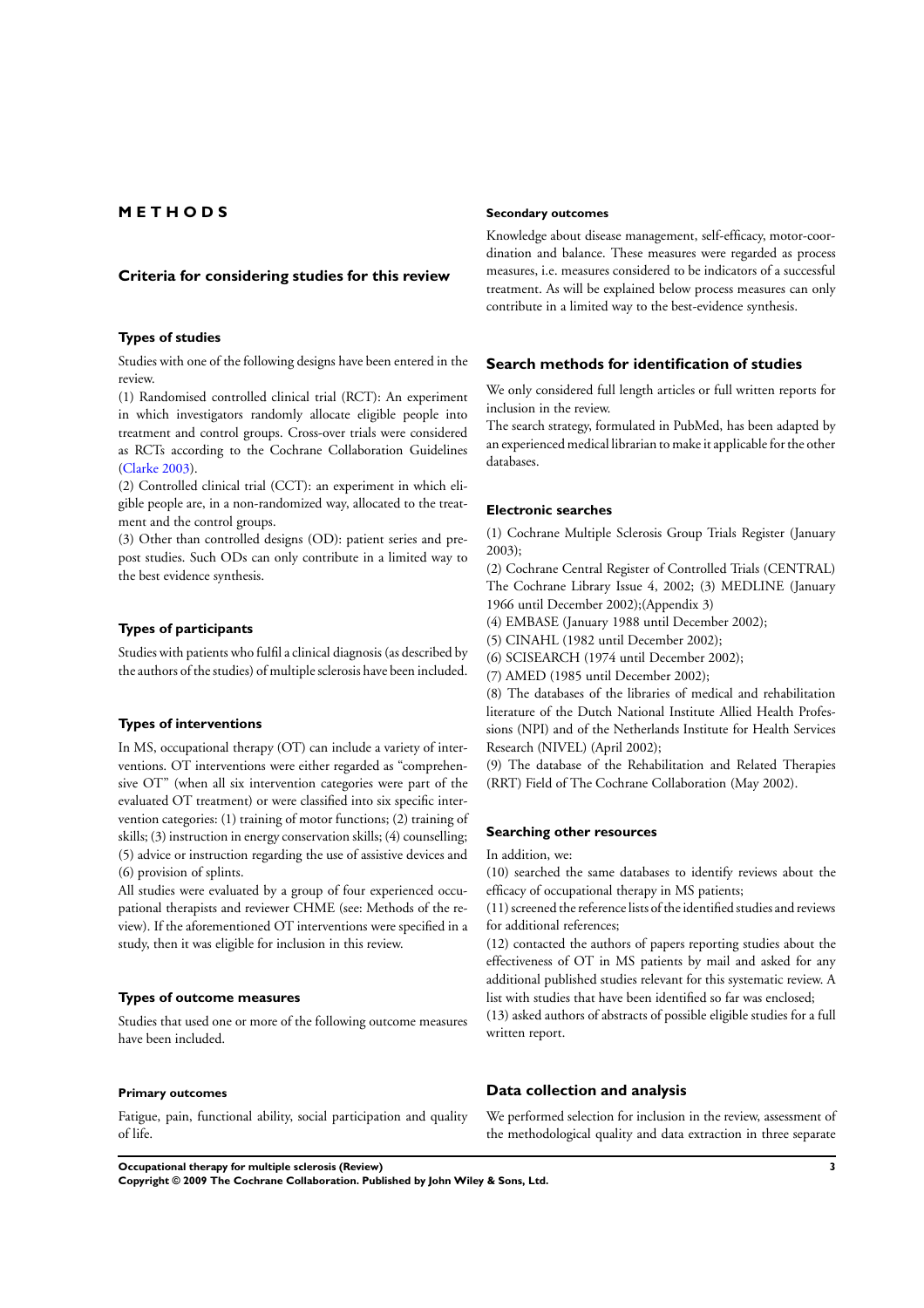# METHODS

## Criteria for considering studies for this review

### Types of studies

Studies with one of the following designs have been entered in the review.

(1) Randomised controlled clinical trial (RCT): An experiment in which investigators randomly allocate eligible people into treatment and control groups. Cross-over trials were considered as RCTs according to the Cochrane Collaboration Guidelines (Clarke 2003).

(2) Controlled clinical trial (CCT): an experiment in which eligible people are, in a non-randomized way, allocated to the treatment and the control groups.

(3) Other than controlled designs (OD): patient series and pre-post studies. Such ODs can only contribute in a limited way to the best evidence synthesis.

### Types of participants

Studies with patients who fulfil a clinical diagnosis (as described by the authors of the studies) of multiple sclerosis have been included.

### Types of interventions

In MS, occupational therapy (OT) can include a variety of interventions. OT interventions were either regarded as "comprehensive OT" (when all six intervention categories were part of the evaluated OT treatment) or were classified into six specific intervention categories: (1) training of motor functions; (2) training of skills; (3) instruction in energy conservation skills; (4) counselling; (5) advice or instruction regarding the use of assistive devices and (6) provision of splints.

All studies were evaluated by a group of four experienced occupational therapists and reviewer CHME (see: Methods of the review). If the aforementioned OT interventions were specified in a study, then it was eligible for inclusion in this review.

### Types of outcome measures

Studies that used one or more of the following outcome measures have been included.

#### Primary outcomes

Fatigue, pain, functional ability, social participation and quality of life.

#### Secondary outcomes

Knowledge about disease management, self-efficacy, motor-coordination and balance. These measures were regarded as process measures, i.e. measures considered to be indicators of a successful treatment. As will be explained below process measures can only contribute in a limited way to the best-evidence synthesis.

## Search methods for identification of studies

We only considered full length articles or full written reports for inclusion in the review.

The search strategy, formulated in PubMed, has been adapted by an experienced medical librarian to make it applicable for the other databases.

### Electronic searches

(1) Cochrane Multiple Sclerosis Group Trials Register (January 2003);

(2) Cochrane Central Register of Controlled Trials (CENTRAL) The Cochrane Library Issue 4, 2002; (3) MEDLINE (January 1966 until December 2002);(Appendix 3)

(4) EMBASE (January 1988 until December 2002);

(5) CINAHL (1982 until December 2002);

(6) SCISEARCH (1974 until December 2002);

(7) AMED (1985 until December 2002);

(8) The databases of the libraries of medical and rehabilitation literature of the Dutch National Institute Allied Health Professions (NPI) and of the Netherlands Institute for Health Services Research (NIVEL) (April 2002);

(9) The database of the Rehabilitation and Related Therapies (RRT) Field of The Cochrane Collaboration (May 2002).

### Searching other resources

In addition, we:

(10) searched the same databases to identify reviews about the efficacy of occupational therapy in MS patients;

(11) screened the reference lists of the identified studies and reviews for additional references;

(12) contacted the authors of papers reporting studies about the effectiveness of OT in MS patients by mail and asked for any additional published studies relevant for this systematic review. A list with studies that have been identified so far was enclosed;

(13) asked authors of abstracts of possible eligible studies for a full written report.

## Data collection and analysis

We performed selection for inclusion in the review, assessment of the methodological quality and data extraction in three separate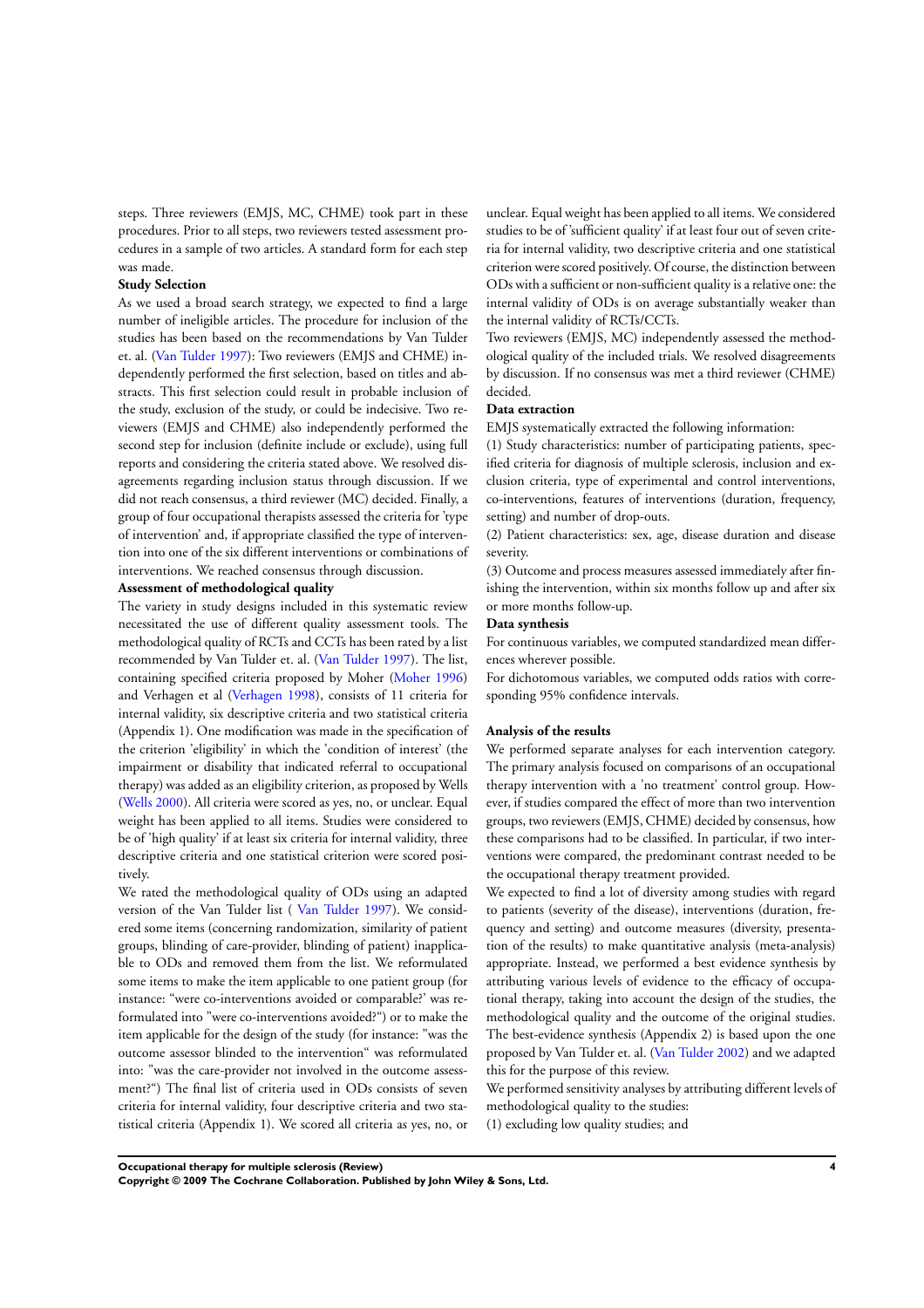steps. Three reviewers (EMJS, MC, CHME) took part in these procedures. Prior to all steps, two reviewers tested assessment procedures in a sample of two articles. A standard form for each step was made.

**Study Selection**

As we used a broad search strategy, we expected to find a large number of ineligible articles. The procedure for inclusion of the studies has been based on the recommendations by Van Tulder et. al. (Van Tulder 1997): Two reviewers (EMJS and CHME) independently performed the first selection, based on titles and abstracts. This first selection could result in probable inclusion of the study, exclusion of the study, or could be indecisive. Two reviewers (EMJS and CHME) also independently performed the second step for inclusion (definite include or exclude), using full reports and considering the criteria stated above. We resolved disagreements regarding inclusion status through discussion. If we did not reach consensus, a third reviewer (MC) decided. Finally, a group of four occupational therapists assessed the criteria for 'type of intervention' and, if appropriate classified the type of intervention into one of the six different interventions or combinations of interventions. We reached consensus through discussion.

**Assessment of methodological quality**

The variety in study designs included in this systematic review necessitated the use of different quality assessment tools. The methodological quality of RCTs and CCTs has been rated by a list recommended by Van Tulder et. al. (Van Tulder 1997). The list, containing specified criteria proposed by Moher (Moher 1996) and Verhagen et al (Verhagen 1998), consists of 11 criteria for internal validity, six descriptive criteria and two statistical criteria (Appendix 1). One modification was made in the specification of the criterion 'eligibility' in which the 'condition of interest' (the impairment or disability that indicated referral to occupational therapy) was added as an eligibility criterion, as proposed by Wells (Wells 2000). All criteria were scored as yes, no, or unclear. Equal weight has been applied to all items. Studies were considered to be of 'high quality' if at least six criteria for internal validity, three descriptive criteria and one statistical criterion were scored positively.

We rated the methodological quality of ODs using an adapted version of the Van Tulder list ( Van Tulder 1997). We considered some items (concerning randomization, similarity of patient groups, blinding of care-provider, blinding of patient) inapplicable to ODs and removed them from the list. We reformulated some items to make the item applicable to one patient group (for instance: "were co-interventions avoided or comparable?' was reformulated into "were co-interventions avoided?") or to make the item applicable for the design of the study (for instance: "was the outcome assessor blinded to the intervention" was reformulated into: "was the care-provider not involved in the outcome assessment?") The final list of criteria used in ODs consists of seven criteria for internal validity, four descriptive criteria and two statistical criteria (Appendix 1). We scored all criteria as yes, no, or unclear. Equal weight has been applied to all items. We considered studies to be of 'sufficient quality' if at least four out of seven criteria for internal validity, two descriptive criteria and one statistical criterion were scored positively. Of course, the distinction between ODs with a sufficient or non-sufficient quality is a relative one: the internal validity of ODs is on average substantially weaker than the internal validity of RCTs/CCTs.

Two reviewers (EMJS, MC) independently assessed the methodological quality of the included trials. We resolved disagreements by discussion. If no consensus was met a third reviewer (CHME) decided.

**Data extraction**

EMJS systematically extracted the following information:

(1) Study characteristics: number of participating patients, specified criteria for diagnosis of multiple sclerosis, inclusion and exclusion criteria, type of experimental and control interventions, co-interventions, features of interventions (duration, frequency, setting) and number of drop-outs.

(2) Patient characteristics: sex, age, disease duration and disease severity.

(3) Outcome and process measures assessed immediately after finishing the intervention, within six months follow up and after six or more months follow-up.

**Data synthesis**

For continuous variables, we computed standardized mean differences wherever possible.

For dichotomous variables, we computed odds ratios with corresponding 95% confidence intervals.

**Analysis of the results**

We performed separate analyses for each intervention category. The primary analysis focused on comparisons of an occupational therapy intervention with a 'no treatment' control group. However, if studies compared the effect of more than two intervention groups, two reviewers (EMJS, CHME) decided by consensus, how these comparisons had to be classified. In particular, if two interventions were compared, the predominant contrast needed to be the occupational therapy treatment provided.

We expected to find a lot of diversity among studies with regard to patients (severity of the disease), interventions (duration, frequency and setting) and outcome measures (diversity, presentation of the results) to make quantitative analysis (meta-analysis) appropriate. Instead, we performed a best evidence synthesis by attributing various levels of evidence to the efficacy of occupational therapy, taking into account the design of the studies, the methodological quality and the outcome of the original studies. The best-evidence synthesis (Appendix 2) is based upon the one proposed by Van Tulder et. al. (Van Tulder 2002) and we adapted this for the purpose of this review.

We performed sensitivity analyses by attributing different levels of methodological quality to the studies:

(1) excluding low quality studies; and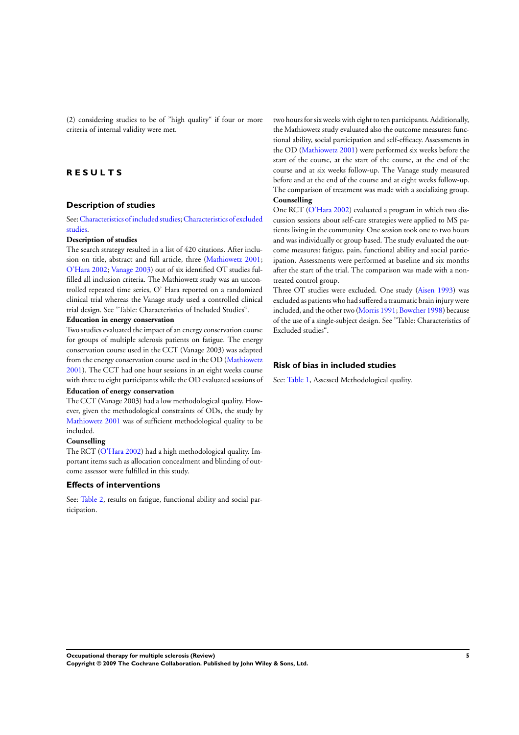(2) considering studies to be of "high quality" if four or more criteria of internal validity were met.

# RESULTS

## Description of studies

See: Characteristics of included studies; Characteristics of excluded studies.

**Description of studies**

The search strategy resulted in a list of 420 citations. After inclusion on title, abstract and full article, three (Mathiowetz 2001; O'Hara 2002; Vanage 2003) out of six identified OT studies fulfilled all inclusion criteria. The Mathiowetz study was an uncontrolled repeated time series, O' Hara reported on a randomized clinical trial whereas the Vanage study used a controlled clinical trial design. See "Table: Characteristics of Included Studies".

**Education in energy conservation**

Two studies evaluated the impact of an energy conservation course for groups of multiple sclerosis patients on fatigue. The energy conservation course used in the CCT (Vanage 2003) was adapted from the energy conservation course used in the OD (Mathiowetz 2001). The CCT had one hour sessions in an eight weeks course with three to eight participants while the OD evaluated sessions of two hours for six weeks with eight to ten participants. Additionally, the Mathiowetz study evaluated also the outcome measures: functional ability, social participation and self-efficacy. Assessments in the OD (Mathiowetz 2001) were performed six weeks before the start of the course, at the start of the course, at the end of the course and at six weeks follow-up. The Vanage study measured before and at the end of the course and at eight weeks follow-up. The comparison of treatment was made with a socializing group.

**Counselling**

One RCT (O'Hara 2002) evaluated a program in which two discussion sessions about self-care strategies were applied to MS patients living in the community. One session took one to two hours and was individually or group based. The study evaluated the outcome measures: fatigue, pain, functional ability and social participation. Assessments were performed at baseline and six months after the start of the trial. The comparison was made with a non-treated control group.

Three OT studies were excluded. One study (Aisen 1993) was excluded as patients who had suffered a traumatic brain injury were included, and the other two (Morris 1991; Bowcher 1998) because of the use of a single-subject design. See "Table: Characteristics of Excluded studies".

## Risk of bias in included studies

See: Table 1, Assessed Methodological quality.

**Education of energy conservation**

The CCT (Vanage 2003) had a low methodological quality. However, given the methodological constraints of ODs, the study by Mathiowetz 2001 was of sufficient methodological quality to be included.

**Counselling**

The RCT (O'Hara 2002) had a high methodological quality. Important items such as allocation concealment and blinding of outcome assessor were fulfilled in this study.

## Effects of interventions

See: Table 2, results on fatigue, functional ability and social participation.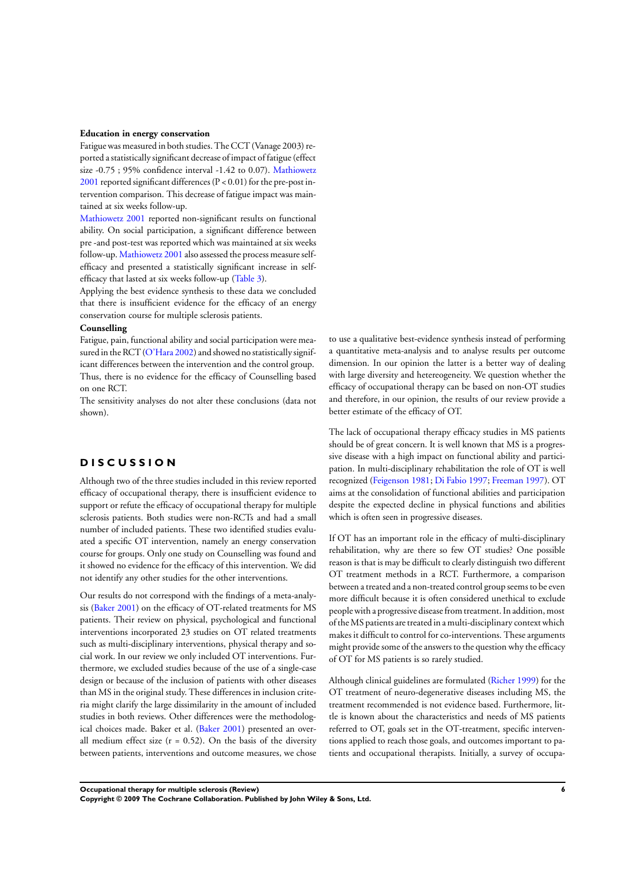**Education in energy conservation**

Fatigue was measured in both studies. The CCT (Vanage 2003) reported a statistically significant decrease of impact of fatigue (effect size -0.75 ; 95% confidence interval -1.42 to 0.07). Mathiowetz 2001 reported significant differences (P < 0.01) for the pre-post intervention comparison. This decrease of fatigue impact was maintained at six weeks follow-up.

Mathiowetz 2001 reported non-significant results on functional ability. On social participation, a significant difference between pre -and post-test was reported which was maintained at six weeks follow-up. Mathiowetz 2001 also assessed the process measure self-efficacy and presented a statistically significant increase in self-efficacy that lasted at six weeks follow-up (Table 3).

Applying the best evidence synthesis to these data we concluded that there is insufficient evidence for the efficacy of an energy conservation course for multiple sclerosis patients.

**Counselling**

Fatigue, pain, functional ability and social participation were measured in the RCT (O'Hara 2002) and showed no statistically significant differences between the intervention and the control group. Thus, there is no evidence for the efficacy of Counselling based on one RCT.

The sensitivity analyses do not alter these conclusions (data not shown).

# DISCUSSION

Although two of the three studies included in this review reported efficacy of occupational therapy, there is insufficient evidence to support or refute the efficacy of occupational therapy for multiple sclerosis patients. Both studies were non-RCTs and had a small number of included patients. These two identified studies evaluated a specific OT intervention, namely an energy conservation course for groups. Only one study on Counselling was found and it showed no evidence for the efficacy of this intervention. We did not identify any other studies for the other interventions.

Our results do not correspond with the findings of a meta-analysis (Baker 2001) on the efficacy of OT-related treatments for MS patients. Their review on physical, psychological and functional interventions incorporated 23 studies on OT related treatments such as multi-disciplinary interventions, physical therapy and social work. In our review we only included OT interventions. Furthermore, we excluded studies because of the use of a single-case design or because of the inclusion of patients with other diseases than MS in the original study. These differences in inclusion criteria might clarify the large dissimilarity in the amount of included studies in both reviews. Other differences were the methodological choices made. Baker et al. (Baker 2001) presented an overall medium effect size (r = 0.52). On the basis of the diversity between patients, interventions and outcome measures, we chose to use a qualitative best-evidence synthesis instead of performing a quantitative meta-analysis and to analyse results per outcome dimension. In our opinion the latter is a better way of dealing with large diversity and hetereogeneity. We question whether the efficacy of occupational therapy can be based on non-OT studies and therefore, in our opinion, the results of our review provide a better estimate of the efficacy of OT.

The lack of occupational therapy efficacy studies in MS patients should be of great concern. It is well known that MS is a progressive disease with a high impact on functional ability and participation. In multi-disciplinary rehabilitation the role of OT is well recognized (Feigenson 1981; Di Fabio 1997; Freeman 1997). OT aims at the consolidation of functional abilities and participation despite the expected decline in physical functions and abilities which is often seen in progressive diseases.

If OT has an important role in the efficacy of multi-disciplinary rehabilitation, why are there so few OT studies? One possible reason is that is may be difficult to clearly distinguish two different OT treatment methods in a RCT. Furthermore, a comparison between a treated and a non-treated control group seems to be even more difficult because it is often considered unethical to exclude people with a progressive disease from treatment. In addition, most of the MS patients are treated in a multi-disciplinary context which makes it difficult to control for co-interventions. These arguments might provide some of the answers to the question why the efficacy of OT for MS patients is so rarely studied.

Although clinical guidelines are formulated (Richer 1999) for the OT treatment of neuro-degenerative diseases including MS, the treatment recommended is not evidence based. Furthermore, little is known about the characteristics and needs of MS patients referred to OT, goals set in the OT-treatment, specific interventions applied to reach those goals, and outcomes important to patients and occupational therapists. Initially, a survey of occupa-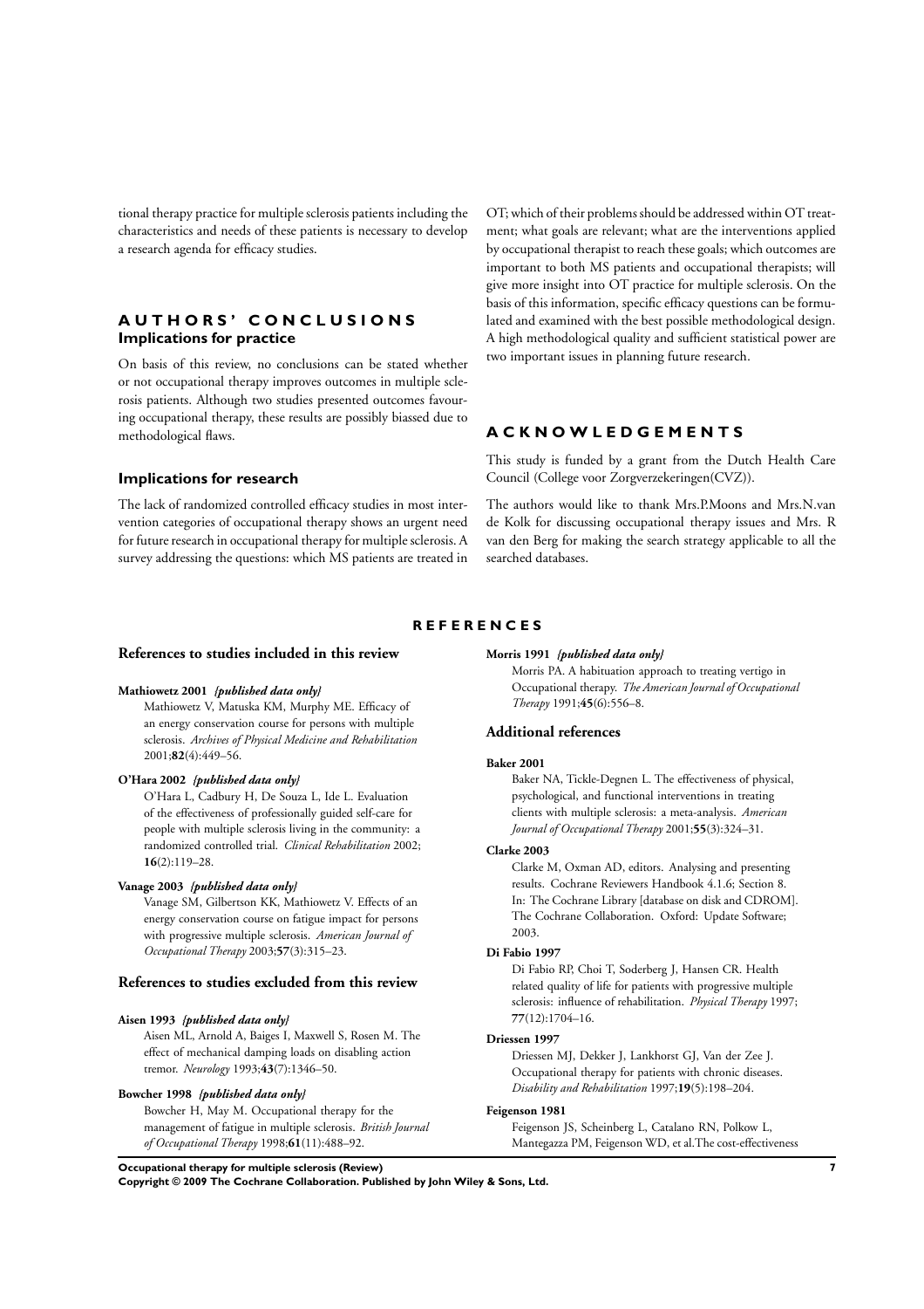tional therapy practice for multiple sclerosis patients including the characteristics and needs of these patients is necessary to develop a research agenda for efficacy studies.

# AUTHORS' CONCLUSIONS

## Implications for practice

On basis of this review, no conclusions can be stated whether or not occupational therapy improves outcomes in multiple sclerosis patients. Although two studies presented outcomes favouring occupational therapy, these results are possibly biassed due to methodological flaws.

## Implications for research

The lack of randomized controlled efficacy studies in most intervention categories of occupational therapy shows an urgent need for future research in occupational therapy for multiple sclerosis. A survey addressing the questions: which MS patients are treated in OT; which of their problems should be addressed within OT treatment; what goals are relevant; what are the interventions applied by occupational therapist to reach these goals; which outcomes are important to both MS patients and occupational therapists; will give more insight into OT practice for multiple sclerosis. On the basis of this information, specific efficacy questions can be formulated and examined with the best possible methodological design. A high methodological quality and sufficient statistical power are two important issues in planning future research.

# ACKNOWLEDGEMENTS

This study is funded by a grant from the Dutch Health Care Council (College voor Zorgverzekeringen(CVZ)).

The authors would like to thank Mrs.P.Moons and Mrs.N.van de Kolk for discussing occupational therapy issues and Mrs. R van den Berg for making the search strategy applicable to all the searched databases.

# REFERENCES

## References to studies included in this review

**Mathiowetz 2001** *{published data only}*

Mathiowetz V, Matuska KM, Murphy ME. Efficacy of an energy conservation course for persons with multiple sclerosis. *Archives of Physical Medicine and Rehabilitation* 2001;**82**(4):449–56.

**O'Hara 2002** *{published data only}*

O'Hara L, Cadbury H, De Souza L, Ide L. Evaluation of the effectiveness of professionally guided self-care for people with multiple sclerosis living in the community: a randomized controlled trial. *Clinical Rehabilitation* 2002;**16**(2):119–28.

**Vanage 2003** *{published data only}*

Vanage SM, Gilbertson KK, Mathiowetz V. Effects of an energy conservation course on fatigue impact for persons with progressive multiple sclerosis. *American Journal of Occupational Therapy* 2003;**57**(3):315–23.

## References to studies excluded from this review

**Aisen 1993** *{published data only}*

Aisen ML, Arnold A, Baiges I, Maxwell S, Rosen M. The effect of mechanical damping loads on disabling action tremor. *Neurology* 1993;**43**(7):1346–50.

**Bowcher 1998** *{published data only}*

Bowcher H, May M. Occupational therapy for the management of fatigue in multiple sclerosis. *British Journal of Occupational Therapy* 1998;**61**(11):488–92.

**Morris 1991** *{published data only}*

Morris PA. A habituation approach to treating vertigo in Occupational therapy. *The American Journal of Occupational Therapy* 1991;**45**(6):556–8.

## Additional references

**Baker 2001**

Baker NA, Tickle-Degnen L. The effectiveness of physical, psychological, and functional interventions in treating clients with multiple sclerosis: a meta-analysis. *American Journal of Occupational Therapy* 2001;**55**(3):324–31.

**Clarke 2003**

Clarke M, Oxman AD, editors. Analysing and presenting results. Cochrane Reviewers Handbook 4.1.6; Section 8. In: The Cochrane Library [database on disk and CDROM]. The Cochrane Collaboration. Oxford: Update Software; 2003.

**Di Fabio 1997**

Di Fabio RP, Choi T, Soderberg J, Hansen CR. Health related quality of life for patients with progressive multiple sclerosis: influence of rehabilitation. *Physical Therapy* 1997;**77**(12):1704–16.

**Driessen 1997**

Driessen MJ, Dekker J, Lankhorst GJ, Van der Zee J. Occupational therapy for patients with chronic diseases. *Disability and Rehabilitation* 1997;**19**(5):198–204.

**Feigenson 1981**

Feigenson JS, Scheinberg L, Catalano RN, Polkow L, Mantegazza PM, Feigenson WD, et al.The cost-effectiveness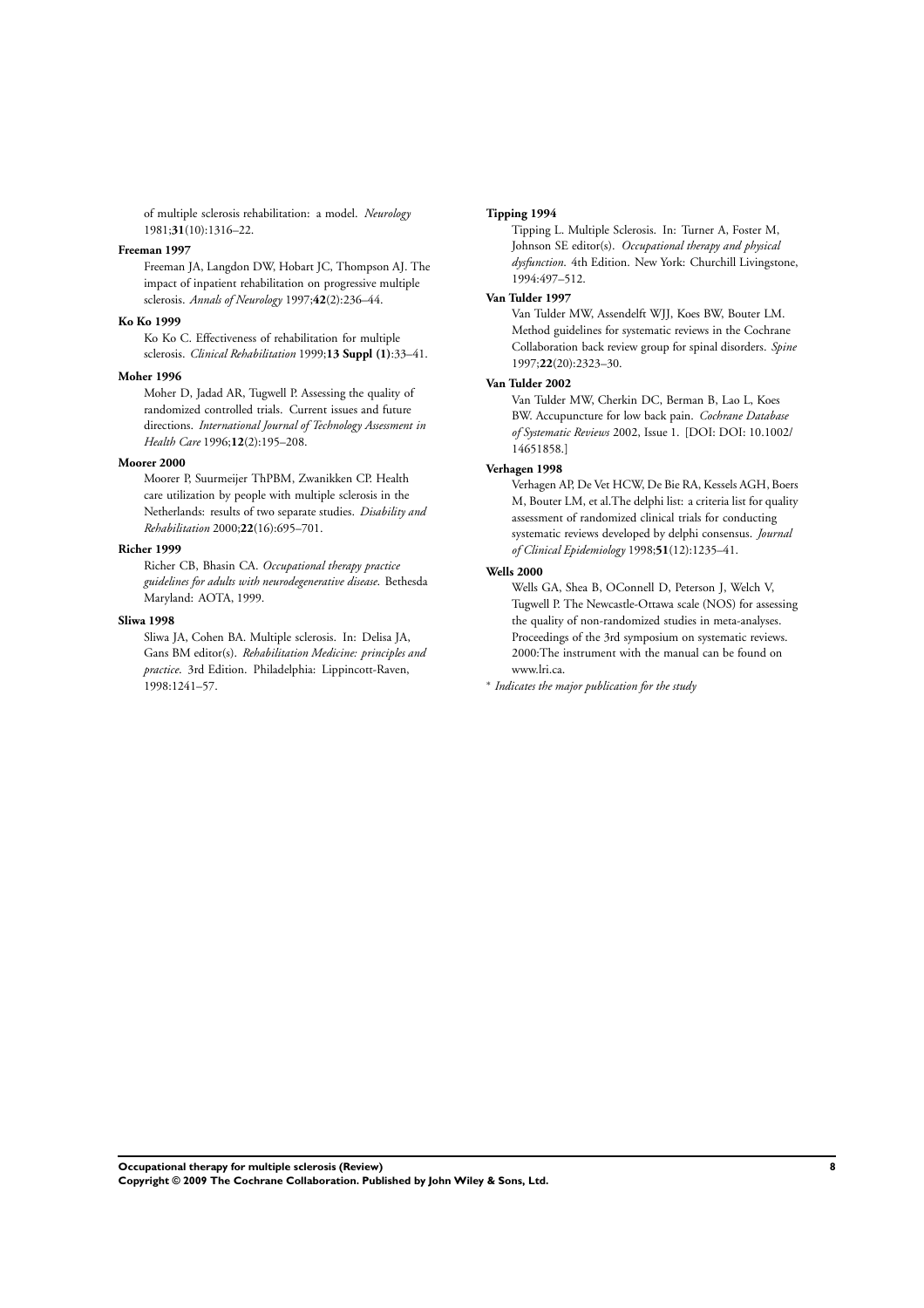of multiple sclerosis rehabilitation: a model. *Neurology* 1981;**31**(10):1316–22.

**Freeman 1997**

Freeman JA, Langdon DW, Hobart JC, Thompson AJ. The impact of inpatient rehabilitation on progressive multiple sclerosis. *Annals of Neurology* 1997;**42**(2):236–44.

**Ko Ko 1999**

Ko Ko C. Effectiveness of rehabilitation for multiple sclerosis. *Clinical Rehabilitation* 1999;**13 Suppl (1)**:33–41.

**Moher 1996**

Moher D, Jadad AR, Tugwell P. Assessing the quality of randomized controlled trials. Current issues and future directions. *International Journal of Technology Assessment in Health Care* 1996;**12**(2):195–208.

**Moorer 2000**

Moorer P, Suurmeijer ThPBM, Zwanikken CP. Health care utilization by people with multiple sclerosis in the Netherlands: results of two separate studies. *Disability and Rehabilitation* 2000;**22**(16):695–701.

**Richer 1999**

Richer CB, Bhasin CA. *Occupational therapy practice guidelines for adults with neurodegenerative disease*. Bethesda Maryland: AOTA, 1999.

**Sliwa 1998**

Sliwa JA, Cohen BA. Multiple sclerosis. In: Delisa JA, Gans BM editor(s). *Rehabilitation Medicine: principles and practice*. 3rd Edition. Philadelphia: Lippincott-Raven, 1998:1241–57.

**Tipping 1994**

Tipping L. Multiple Sclerosis. In: Turner A, Foster M, Johnson SE editor(s). *Occupational therapy and physical dysfunction*. 4th Edition. New York: Churchill Livingstone, 1994:497–512.

**Van Tulder 1997**

Van Tulder MW, Assendelft WJJ, Koes BW, Bouter LM. Method guidelines for systematic reviews in the Cochrane Collaboration back review group for spinal disorders. *Spine* 1997;**22**(20):2323–30.

**Van Tulder 2002**

Van Tulder MW, Cherkin DC, Berman B, Lao L, Koes BW. Accupuncture for low back pain. *Cochrane Database of Systematic Reviews* 2002, Issue 1. [DOI: DOI: 10.1002/14651858.]

**Verhagen 1998**

Verhagen AP, De Vet HCW, De Bie RA, Kessels AGH, Boers M, Bouter LM, et al.The delphi list: a criteria list for quality assessment of randomized clinical trials for conducting systematic reviews developed by delphi consensus. *Journal of Clinical Epidemiology* 1998;**51**(12):1235–41.

**Wells 2000**

Wells GA, Shea B, OConnell D, Peterson J, Welch V, Tugwell P. The Newcastle-Ottawa scale (NOS) for assessing the quality of non-randomized studies in meta-analyses. Proceedings of the 3rd symposium on systematic reviews. 2000:The instrument with the manual can be found on www.lri.ca.

* *Indicates the major publication for the study*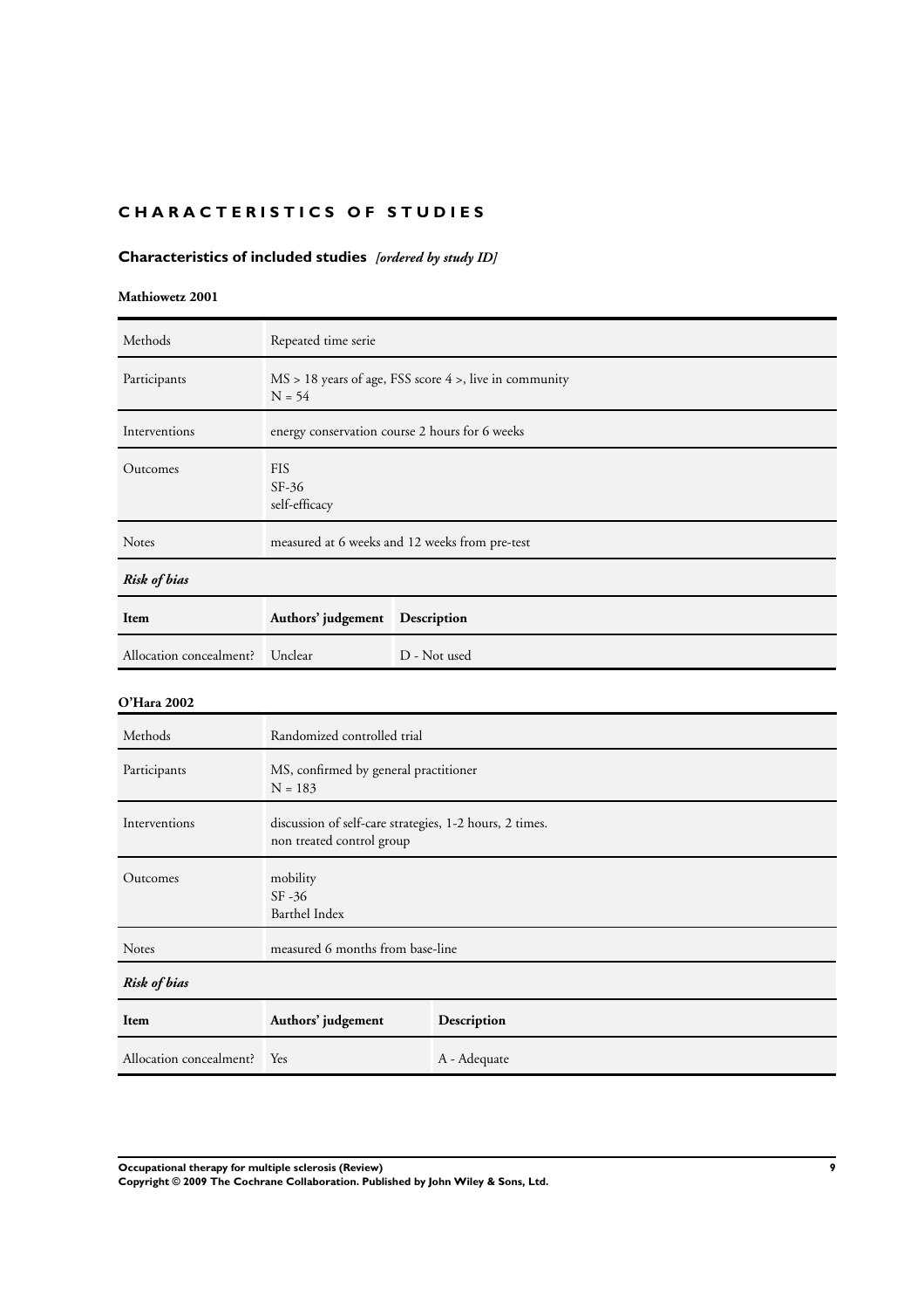# CHARACTERISTICS OF STUDIES

## Characteristics of included studies *[ordered by study ID]*

### Mathiowetz 2001

| Methods | Repeated time serie |
|---|---|
| Participants | MS > 18 years of age, FSS score 4 >, live in community<br>N = 54 |
| Interventions | energy conservation course 2 hours for 6 weeks |
| Outcomes | FIS<br>SF-36<br>self-efficacy |
| Notes | measured at 6 weeks and 12 weeks from pre-test |

***Risk of bias***

| Item | Authors' judgement | Description |
|---|---|---|
| Allocation concealment? | Unclear | D - Not used |

### O'Hara 2002

| Methods | Randomized controlled trial |
|---|---|
| Participants | MS, confirmed by general practitioner<br>N = 183 |
| Interventions | discussion of self-care strategies, 1-2 hours, 2 times.<br>non treated control group |
| Outcomes | mobility<br>SF -36<br>Barthel Index |
| Notes | measured 6 months from base-line |

***Risk of bias***

| Item | Authors' judgement | Description |
|---|---|---|
| Allocation concealment? | Yes | A - Adequate |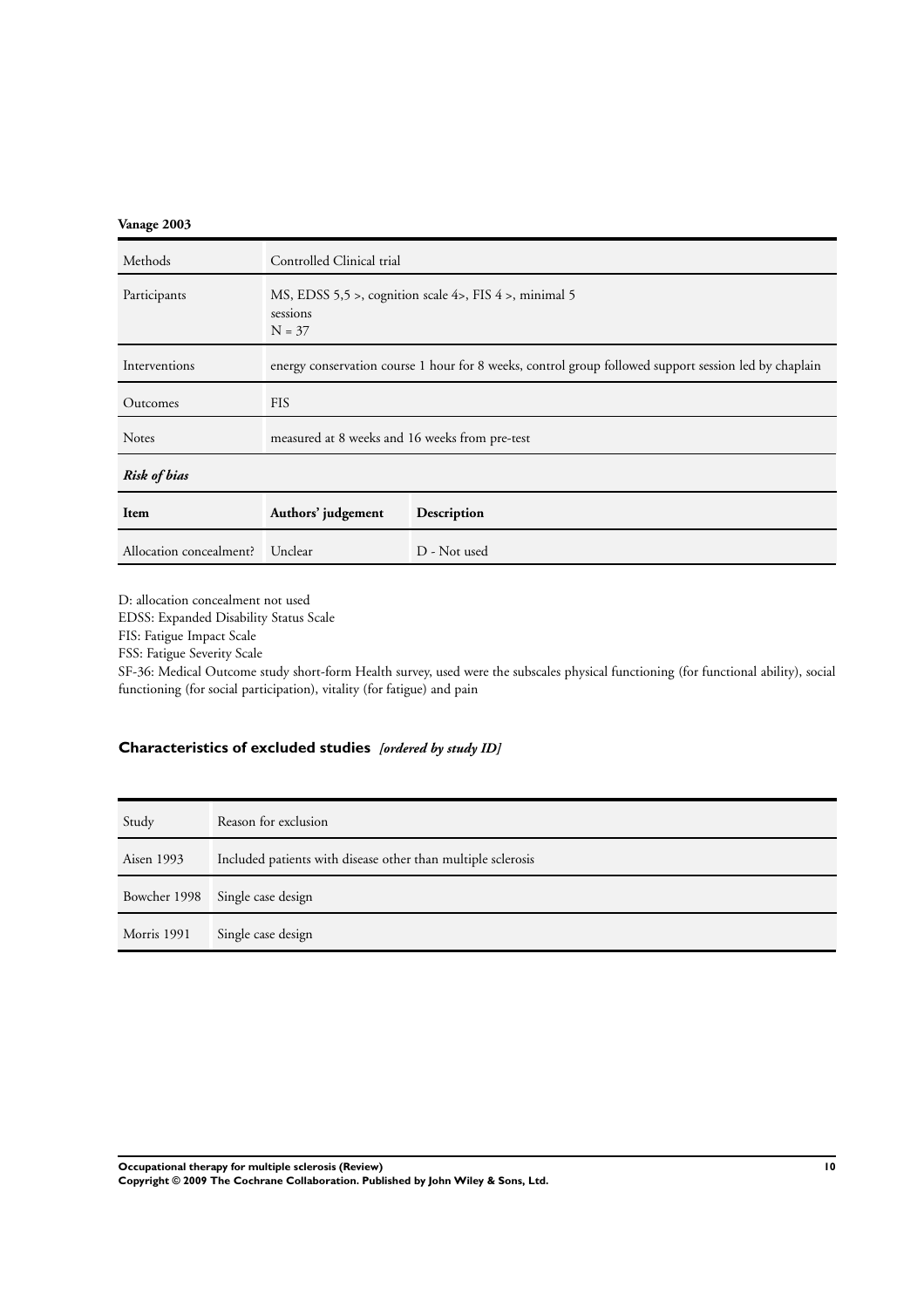**Vanage 2003**

| Methods | Controlled Clinical trial | |
|---|---|---|
| Participants | MS, EDSS 5,5 >, cognition scale 4>, FIS 4 >, minimal 5 sessions N = 37 | |
| Interventions | energy conservation course 1 hour for 8 weeks, control group followed support session led by chaplain | |
| Outcomes | FIS | |
| Notes | measured at 8 weeks and 16 weeks from pre-test | |
| ***Risk of bias*** | | |
| **Item** | **Authors' judgement** | **Description** |
| Allocation concealment? | Unclear | D - Not used |

D: allocation concealment not used

EDSS: Expanded Disability Status Scale

FIS: Fatigue Impact Scale

FSS: Fatigue Severity Scale

SF-36: Medical Outcome study short-form Health survey, used were the subscales physical functioning (for functional ability), social functioning (for social participation), vitality (for fatigue) and pain

## Characteristics of excluded studies *[ordered by study ID]*

| Study | Reason for exclusion |
|---|---|
| Aisen 1993 | Included patients with disease other than multiple sclerosis |
| Bowcher 1998 | Single case design |
| Morris 1991 | Single case design |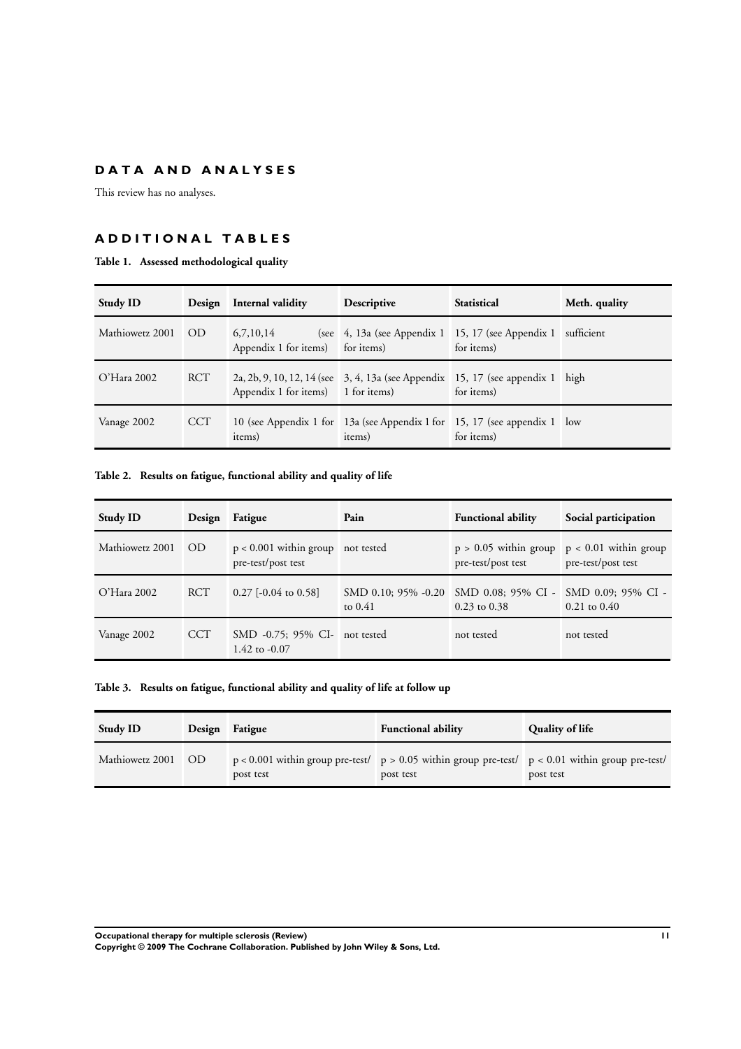## DATA AND ANALYSES

This review has no analyses.

## ADDITIONAL TABLES

**Table 1. Assessed methodological quality**

| Study ID | Design | Internal validity | Descriptive | Statistical | Meth. quality |
|---|---|---|---|---|---|
| Mathiowetz 2001 | OD | 6,7,10,14 (see Appendix 1 for items) | 4, 13a (see Appendix 1 for items) | 15, 17 (see Appendix 1 for items) | sufficient |
| O'Hara 2002 | RCT | 2a, 2b, 9, 10, 12, 14 (see Appendix 1 for items) | 3, 4, 13a (see Appendix 1 for items) | 15, 17 (see appendix 1 for items) | high |
| Vanage 2002 | CCT | 10 (see Appendix 1 for items) | 13a (see Appendix 1 for items) | 15, 17 (see appendix 1 for items) | low |

**Table 2. Results on fatigue, functional ability and quality of life**

| Study ID | Design | Fatigue | Pain | Functional ability | Social participation |
|---|---|---|---|---|---|
| Mathiowetz 2001 | OD | $p < 0.001$ within group pre-test/post test | not tested | $p > 0.05$ within group pre-test/post test | $p < 0.01$ within group pre-test/post test |
| O'Hara 2002 | RCT | 0.27 [-0.04 to 0.58] | SMD 0.10; 95% -0.20 to 0.41 | SMD 0.08; 95% CI -0.23 to 0.38 | SMD 0.09; 95% CI -0.21 to 0.40 |
| Vanage 2002 | CCT | SMD -0.75; 95% CI-1.42 to -0.07 | not tested | not tested | not tested |

**Table 3. Results on fatigue, functional ability and quality of life at follow up**

| Study ID | Design | Fatigue | Functional ability | Quality of life |
|---|---|---|---|---|
| Mathiowetz 2001 | OD | $p < 0.001$ within group pre-test/post test | $p > 0.05$ within group pre-test/post test | $p < 0.01$ within group pre-test/post test |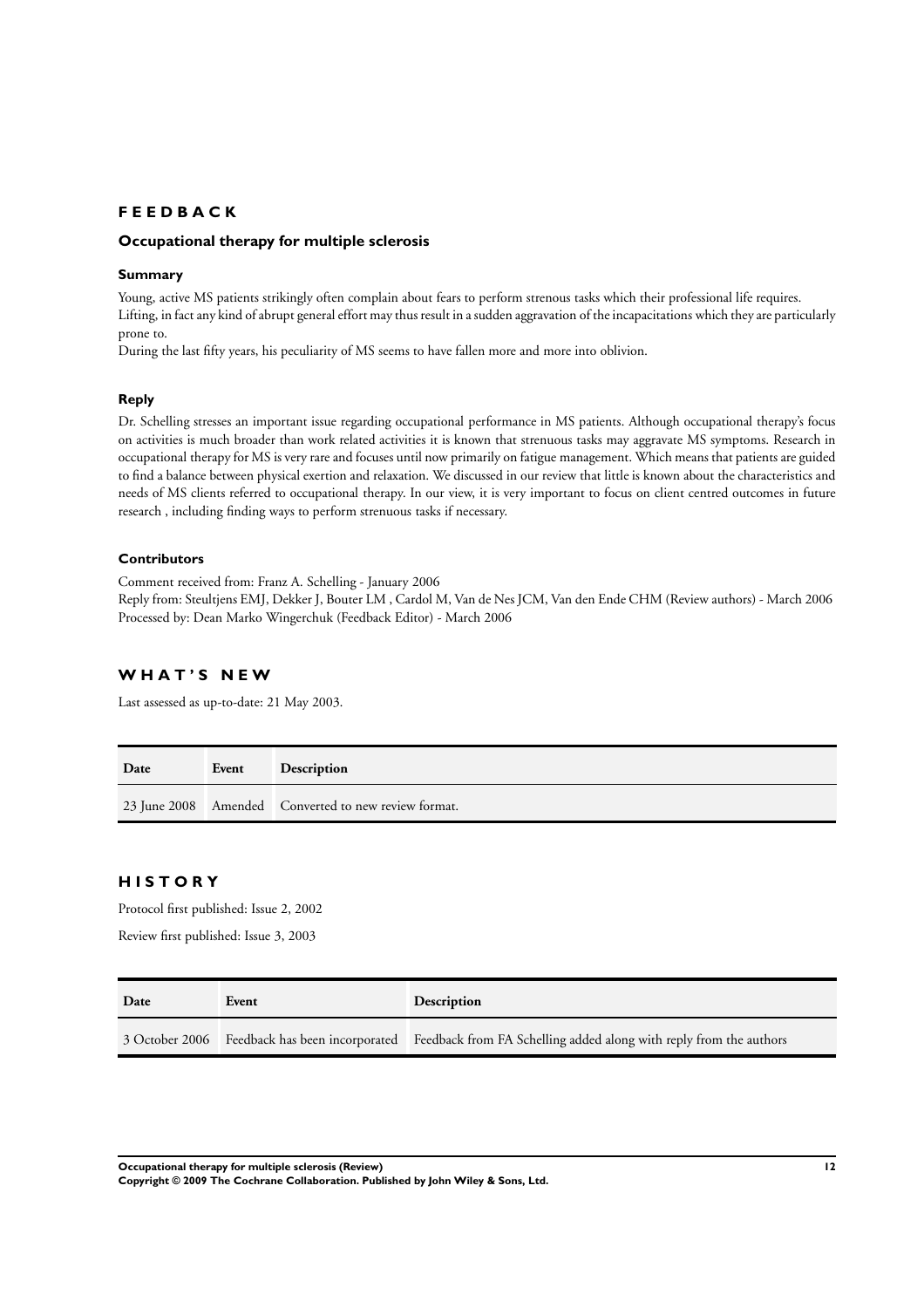## FEEDBACK

### Occupational therapy for multiple sclerosis

#### Summary

Young, active MS patients strikingly often complain about fears to perform strenous tasks which their professional life requires. Lifting, in fact any kind of abrupt general effort may thus result in a sudden aggravation of the incapacitations which they are particularly prone to.

During the last fifty years, his peculiarity of MS seems to have fallen more and more into oblivion.

#### Reply

Dr. Schelling stresses an important issue regarding occupational performance in MS patients. Although occupational therapy's focus on activities is much broader than work related activities it is known that strenuous tasks may aggravate MS symptoms. Research in occupational therapy for MS is very rare and focuses until now primarily on fatigue management. Which means that patients are guided to find a balance between physical exertion and relaxation. We discussed in our review that little is known about the characteristics and needs of MS clients referred to occupational therapy. In our view, it is very important to focus on client centred outcomes in future research , including finding ways to perform strenuous tasks if necessary.

#### Contributors

Comment received from: Franz A. Schelling - January 2006

Reply from: Steultjens EMJ, Dekker J, Bouter LM , Cardol M, Van de Nes JCM, Van den Ende CHM (Review authors) - March 2006

Processed by: Dean Marko Wingerchuk (Feedback Editor) - March 2006

## WHAT'S NEW

Last assessed as up-to-date: 21 May 2003.

| Date | Event | Description |
| --- | --- | --- |
| 23 June 2008 | Amended | Converted to new review format. |

## HISTORY

Protocol first published: Issue 2, 2002

Review first published: Issue 3, 2003

| Date | Event | Description |
| --- | --- | --- |
| 3 October 2006 | Feedback has been incorporated | Feedback from FA Schelling added along with reply from the authors |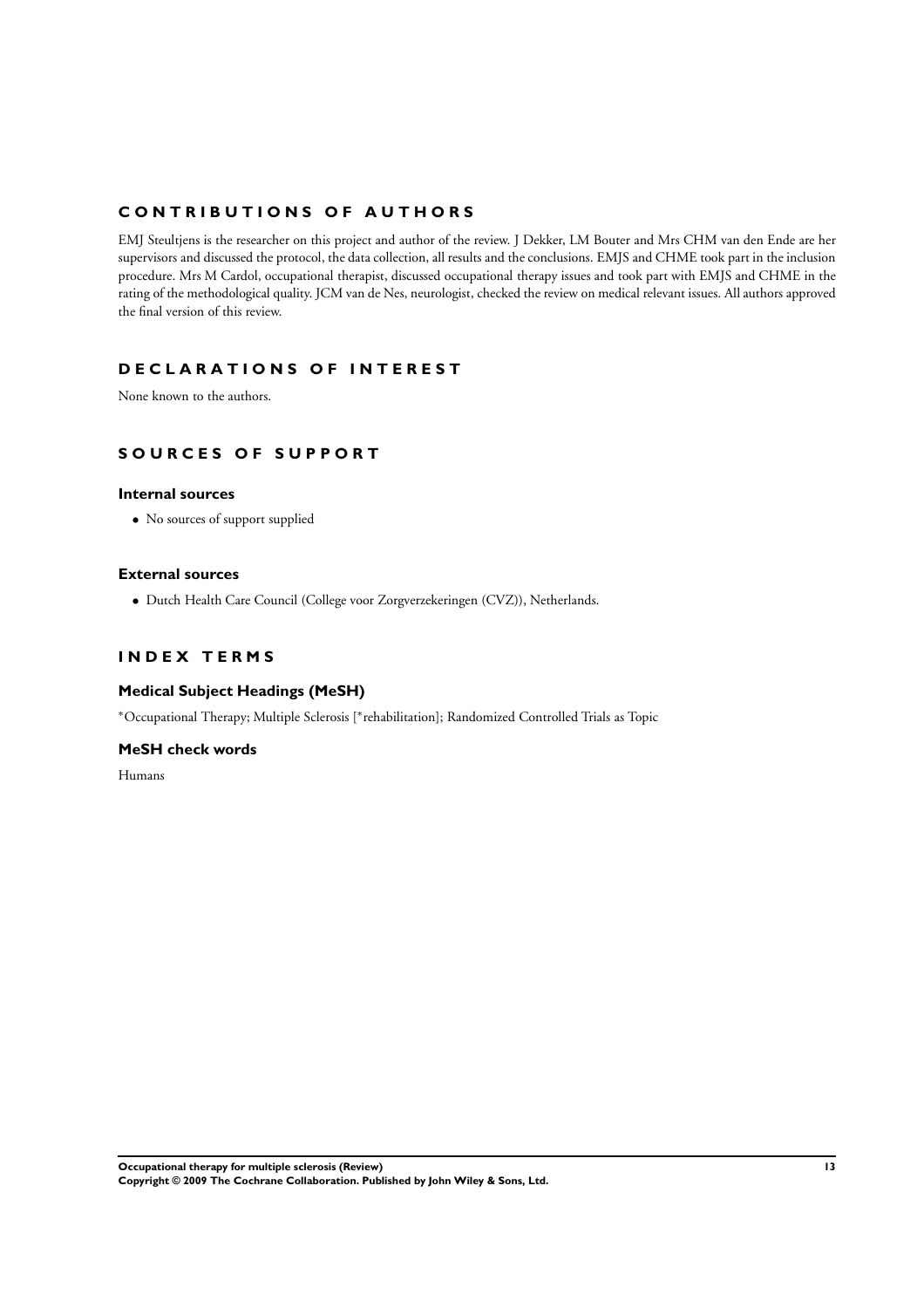## CONTRIBUTIONS OF AUTHORS

EMJ Steultjens is the researcher on this project and author of the review. J Dekker, LM Bouter and Mrs CHM van den Ende are her supervisors and discussed the protocol, the data collection, all results and the conclusions. EMJS and CHME took part in the inclusion procedure. Mrs M Cardol, occupational therapist, discussed occupational therapy issues and took part with EMJS and CHME in the rating of the methodological quality. JCM van de Nes, neurologist, checked the review on medical relevant issues. All authors approved the final version of this review.

## DECLARATIONS OF INTEREST

None known to the authors.

## SOURCES OF SUPPORT

### Internal sources

- No sources of support supplied

### External sources

- Dutch Health Care Council (College voor Zorgverzekeringen (CVZ)), Netherlands.

## INDEX TERMS

### Medical Subject Headings (MeSH)

*Occupational Therapy; Multiple Sclerosis [*rehabilitation]; Randomized Controlled Trials as Topic

### MeSH check words

Humans